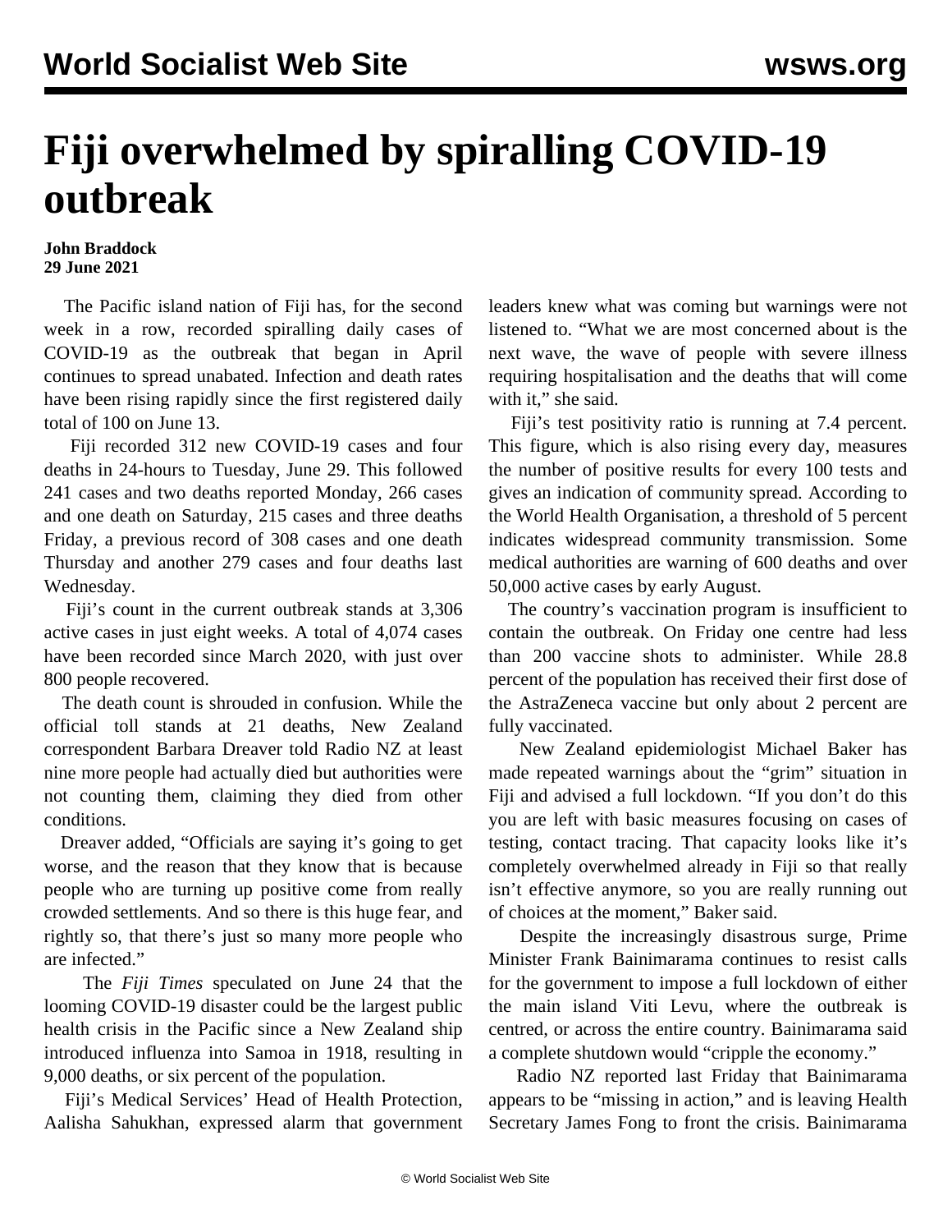# Fiji overwhelmed by spiralling COVID-19 outbreak

**John Braddock**
**29 June 2021**

The Pacific island nation of Fiji has, for the second week in a row, recorded spiralling daily cases of COVID-19 as the outbreak that began in April continues to spread unabated. Infection and death rates have been rising rapidly since the first registered daily total of 100 on June 13.

Fiji recorded 312 new COVID-19 cases and four deaths in 24-hours to Tuesday, June 29. This followed 241 cases and two deaths reported Monday, 266 cases and one death on Saturday, 215 cases and three deaths Friday, a previous record of 308 cases and one death Thursday and another 279 cases and four deaths last Wednesday.

Fiji's count in the current outbreak stands at 3,306 active cases in just eight weeks. A total of 4,074 cases have been recorded since March 2020, with just over 800 people recovered.

The death count is shrouded in confusion. While the official toll stands at 21 deaths, New Zealand correspondent Barbara Dreaver told Radio NZ at least nine more people had actually died but authorities were not counting them, claiming they died from other conditions.

Dreaver added, "Officials are saying it's going to get worse, and the reason that they know that is because people who are turning up positive come from really crowded settlements. And so there is this huge fear, and rightly so, that there's just so many more people who are infected."

The *Fiji Times* speculated on June 24 that the looming COVID-19 disaster could be the largest public health crisis in the Pacific since a New Zealand ship introduced influenza into Samoa in 1918, resulting in 9,000 deaths, or six percent of the population.

Fiji's Medical Services' Head of Health Protection, Aalisha Sahukhan, expressed alarm that government leaders knew what was coming but warnings were not listened to. "What we are most concerned about is the next wave, the wave of people with severe illness requiring hospitalisation and the deaths that will come with it," she said.

Fiji's test positivity ratio is running at 7.4 percent. This figure, which is also rising every day, measures the number of positive results for every 100 tests and gives an indication of community spread. According to the World Health Organisation, a threshold of 5 percent indicates widespread community transmission. Some medical authorities are warning of 600 deaths and over 50,000 active cases by early August.

The country's vaccination program is insufficient to contain the outbreak. On Friday one centre had less than 200 vaccine shots to administer. While 28.8 percent of the population has received their first dose of the AstraZeneca vaccine but only about 2 percent are fully vaccinated.

New Zealand epidemiologist Michael Baker has made repeated warnings about the "grim" situation in Fiji and advised a full lockdown. "If you don't do this you are left with basic measures focusing on cases of testing, contact tracing. That capacity looks like it's completely overwhelmed already in Fiji so that really isn't effective anymore, so you are really running out of choices at the moment," Baker said.

Despite the increasingly disastrous surge, Prime Minister Frank Bainimarama continues to resist calls for the government to impose a full lockdown of either the main island Viti Levu, where the outbreak is centred, or across the entire country. Bainimarama said a complete shutdown would "cripple the economy."

Radio NZ reported last Friday that Bainimarama appears to be "missing in action," and is leaving Health Secretary James Fong to front the crisis. Bainimarama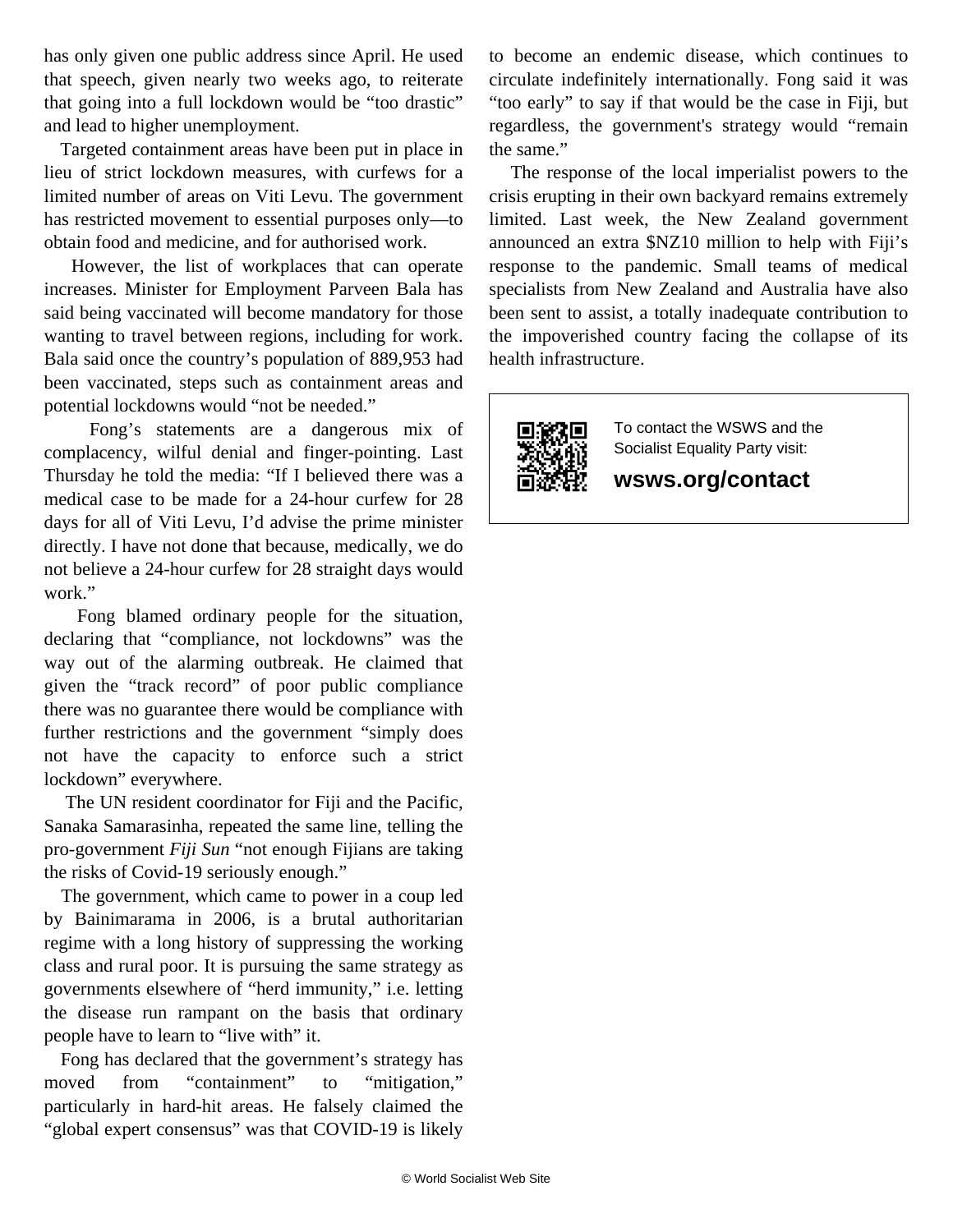has only given one public address since April. He used that speech, given nearly two weeks ago, to reiterate that going into a full lockdown would be "too drastic" and lead to higher unemployment.

Targeted containment areas have been put in place in lieu of strict lockdown measures, with curfews for a limited number of areas on Viti Levu. The government has restricted movement to essential purposes only—to obtain food and medicine, and for authorised work.

However, the list of workplaces that can operate increases. Minister for Employment Parveen Bala has said being vaccinated will become mandatory for those wanting to travel between regions, including for work. Bala said once the country's population of 889,953 had been vaccinated, steps such as containment areas and potential lockdowns would "not be needed."

Fong's statements are a dangerous mix of complacency, wilful denial and finger-pointing. Last Thursday he told the media: "If I believed there was a medical case to be made for a 24-hour curfew for 28 days for all of Viti Levu, I'd advise the prime minister directly. I have not done that because, medically, we do not believe a 24-hour curfew for 28 straight days would work."

Fong blamed ordinary people for the situation, declaring that "compliance, not lockdowns" was the way out of the alarming outbreak. He claimed that given the "track record" of poor public compliance there was no guarantee there would be compliance with further restrictions and the government "simply does not have the capacity to enforce such a strict lockdown" everywhere.

The UN resident coordinator for Fiji and the Pacific, Sanaka Samarasinha, repeated the same line, telling the pro-government *Fiji Sun* "not enough Fijians are taking the risks of Covid-19 seriously enough."

The government, which came to power in a coup led by Bainimarama in 2006, is a brutal authoritarian regime with a long history of suppressing the working class and rural poor. It is pursuing the same strategy as governments elsewhere of "herd immunity," i.e. letting the disease run rampant on the basis that ordinary people have to learn to "live with" it.

Fong has declared that the government's strategy has moved from "containment" to "mitigation," particularly in hard-hit areas. He falsely claimed the "global expert consensus" was that COVID-19 is likely to become an endemic disease, which continues to circulate indefinitely internationally. Fong said it was "too early" to say if that would be the case in Fiji, but regardless, the government's strategy would "remain the same."

The response of the local imperialist powers to the crisis erupting in their own backyard remains extremely limited. Last week, the New Zealand government announced an extra $NZ10 million to help with Fiji's response to the pandemic. Small teams of medical specialists from New Zealand and Australia have also been sent to assist, a totally inadequate contribution to the impoverished country facing the collapse of its health infrastructure.

To contact the WSWS and the Socialist Equality Party visit:

**wsws.org/contact**